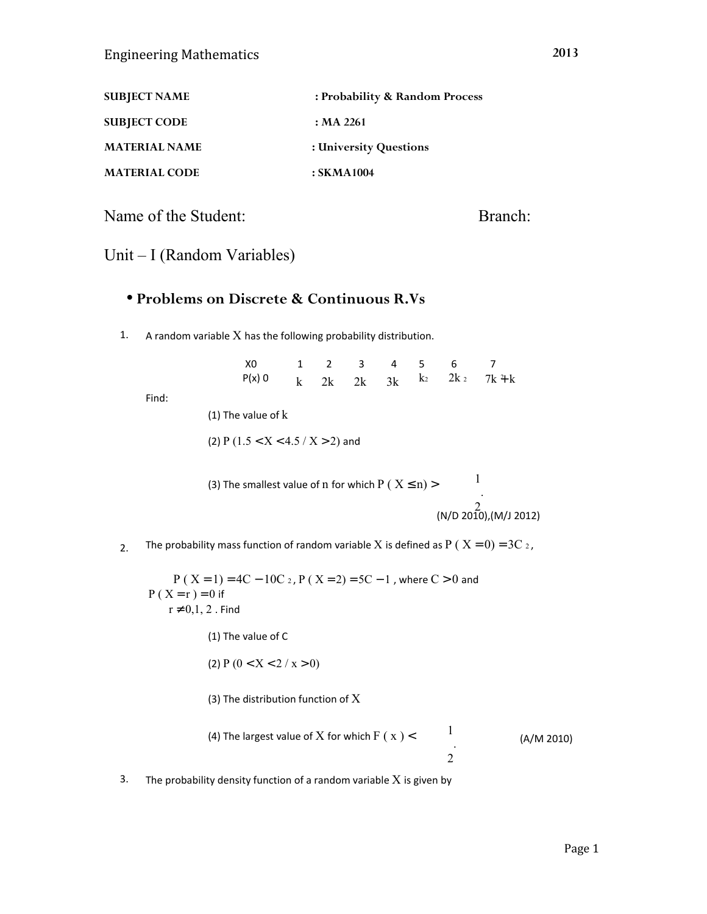SUBJECT NAME : Probability & Random Process

SUBJECT CODE : MA 2261

MATERIAL NAME : University Questions

MATERIAL CODE : SKMA1004

Name of the Student: Branch:

# Unit – I (Random Variables)

## • Problems on Discrete & Continuous R.Vs

1. A random variable $X$ has the following probability distribution.

| X | 0 | 1 | 2 | 3 | 4 | 5 | 6 | 7 |
|---|---|---|---|---|---|---|---|---|
| P(x) | 0 | $k$ | $2k$ | $2k$ | $3k$ | $k^2$ | $2k^2$ | $7k^2+k$ |

Find:

(1) The value of $k$

(2) $P(1.5 < X < 4.5 / X > 2)$ and

(3) The smallest value of $n$ for which $P(X \le n) > \frac{1}{2}$.

(N/D 2010),(M/J 2012)

2. The probability mass function of random variable $X$ is defined as $P(X = 0) = 3C^2$, $P(X = 1) = 4C - 10C^2$, $P(X = 2) = 5C - 1$, where $C > 0$ and $P(X = r) = 0$ if $r \ne 0, 1, 2$. Find

(1) The value of C

(2) $P(0 < X < 2 / x > 0)$

(3) The distribution function of $X$

(4) The largest value of $X$ for which $F(x) < \frac{1}{2}$. (A/M 2010)

3. The probability density function of a random variable $X$ is given by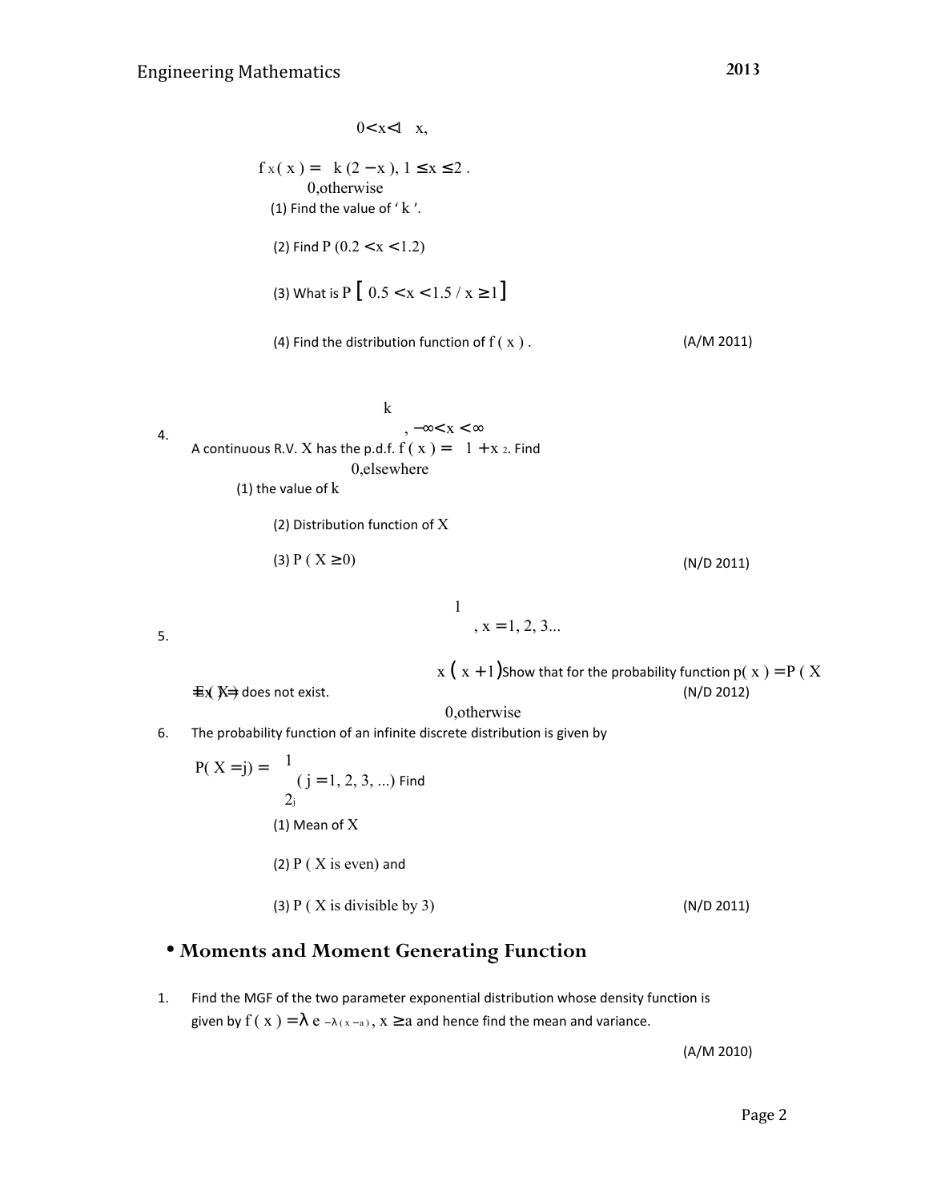$$f_X(x) = \begin{cases} x, & 0 < x < 1 \\ k(2-x), & 1 \le x \le 2. \\ 0, & \text{otherwise} \end{cases}$$

(1) Find the value of ' $k$ '.

(2) Find $P(0.2 < x < 1.2)$

(3) What is $P\left[0.5 < x < 1.5 / x \ge 1\right]$

(4) Find the distribution function of $f(x)$. (A/M 2011)

4. A continuous R.V. $X$ has the p.d.f. $f(x) = \begin{cases} \dfrac{k}{1+x^2}, & -\infty < x < \infty \\ 0, \text{elsewhere} \end{cases}$. Find

   (1) the value of $k$

   (2) Distribution function of $X$

   (3) $P(X \ge 0)$ (N/D 2011)

5. Show that for the probability function $p(x) = P(X = x) = \begin{cases} \dfrac{1}{x(x+1)}, & x = 1, 2, 3 \ldots \\ 0, \text{otherwise} \end{cases}$, $E(X)$ does not exist. (N/D 2012)

6. The probability function of an infinite discrete distribution is given by

   $P(X = j) = \dfrac{1}{2^j}$ $(j = 1, 2, 3, \ldots)$ Find

   (1) Mean of $X$

   (2) $P(X \text{ is even})$ and

   (3) $P(X \text{ is divisible by } 3)$ (N/D 2011)

## • Moments and Moment Generating Function

1. Find the MGF of the two parameter exponential distribution whose density function is given by $f(x) = \lambda e^{-\lambda(x-a)}, x \ge a$ and hence find the mean and variance.

   (A/M 2010)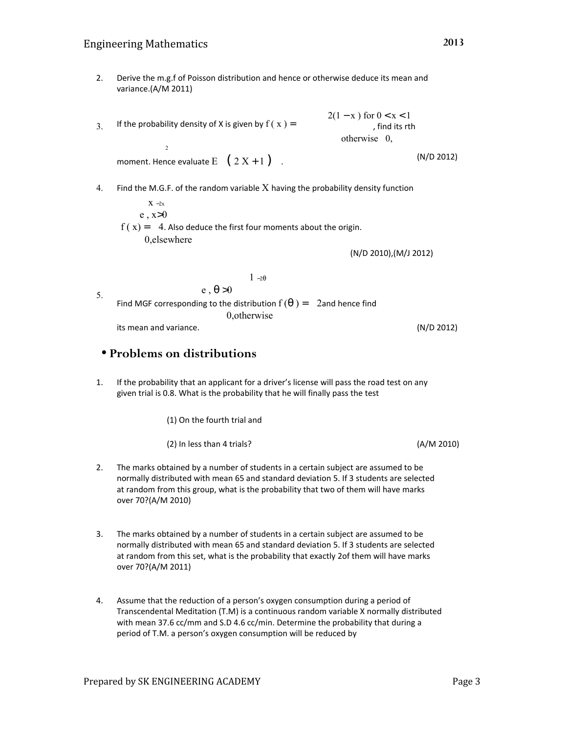2. Derive the m.g.f of Poisson distribution and hence or otherwise deduce its mean and variance.(A/M 2011)

3. If the probability density of X is given by $f(x) = \begin{cases} 2(1-x) \text{ for } 0 < x < 1 \\ 0, \text{ otherwise} \end{cases}$, find its rth moment. Hence evaluate $E\left(2X+1\right)^2$. (N/D 2012)

4. Find the M.G.F. of the random variable $X$ having the probability density function $f(x) = \begin{cases} \frac{x}{4} e^{-2x}, & x > 0 \\ 0, & \text{elsewhere} \end{cases}$. Also deduce the first four moments about the origin. (N/D 2010),(M/J 2012)

5. Find MGF corresponding to the distribution $f(\theta) = \begin{cases} \frac{1}{2} e^{-\frac{\theta}{2}}, & \theta > 0 \\ 0, & \text{otherwise} \end{cases}$ and hence find its mean and variance. (N/D 2012)

## • Problems on distributions

1. If the probability that an applicant for a driver's license will pass the road test on any given trial is 0.8. What is the probability that he will finally pass the test

   (1) On the fourth trial and

   (2) In less than 4 trials? (A/M 2010)

2. The marks obtained by a number of students in a certain subject are assumed to be normally distributed with mean 65 and standard deviation 5. If 3 students are selected at random from this group, what is the probability that two of them will have marks over 70?(A/M 2010)

3. The marks obtained by a number of students in a certain subject are assumed to be normally distributed with mean 65 and standard deviation 5. If 3 students are selected at random from this set, what is the probability that exactly 2of them will have marks over 70?(A/M 2011)

4. Assume that the reduction of a person's oxygen consumption during a period of Transcendental Meditation (T.M) is a continuous random variable X normally distributed with mean 37.6 cc/mm and S.D 4.6 cc/min. Determine the probability that during a period of T.M. a person's oxygen consumption will be reduced by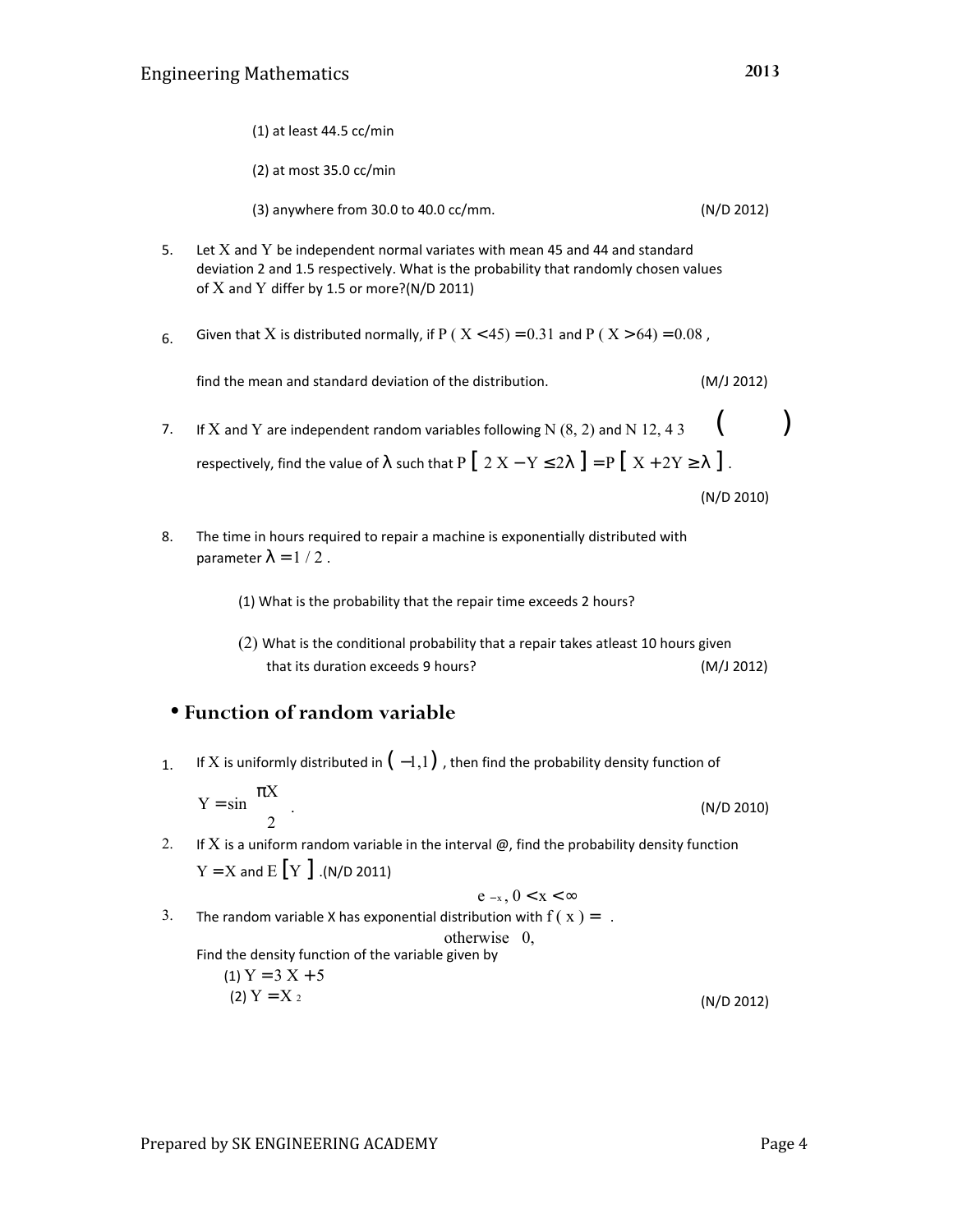(1) at least 44.5 cc/min

(2) at most 35.0 cc/min

(3) anywhere from 30.0 to 40.0 cc/mm. (N/D 2012)

5. Let $X$ and $Y$ be independent normal variates with mean 45 and 44 and standard deviation 2 and 1.5 respectively. What is the probability that randomly chosen values of $X$ and $Y$ differ by 1.5 or more?(N/D 2011)

6. Given that $X$ is distributed normally, if $P(X < 45) = 0.31$ and $P(X > 64) = 0.08$, find the mean and standard deviation of the distribution. (M/J 2012)

7. If $X$ and $Y$ are independent random variables following $N(8, 2)$ and $N(12, 4\sqrt{3})$ respectively, find the value of $\lambda$ such that $P[2X - Y \leq 2\lambda] = P[X + 2Y \geq \lambda]$. (N/D 2010)

8. The time in hours required to repair a machine is exponentially distributed with parameter $\lambda = 1/2$.

   (1) What is the probability that the repair time exceeds 2 hours?

   (2) What is the conditional probability that a repair takes atleast 10 hours given that its duration exceeds 9 hours? (M/J 2012)

## • Function of random variable

1. If $X$ is uniformly distributed in $(-1, 1)$, then find the probability density function of $Y = \sin\frac{\pi X}{2}$. (N/D 2010)

2. If $X$ is a uniform random variable in the interval @, find the probability density function $Y = X$ and $E[Y]$.(N/D 2011)

3. The random variable X has exponential distribution with $f(x) = \begin{cases} e^{-x}, & 0 < x < \infty \\ 0, & \text{otherwise} \end{cases}$.
   Find the density function of the variable given by
   (1) $Y = 3X + 5$
   (2) $Y = X^2$ (N/D 2012)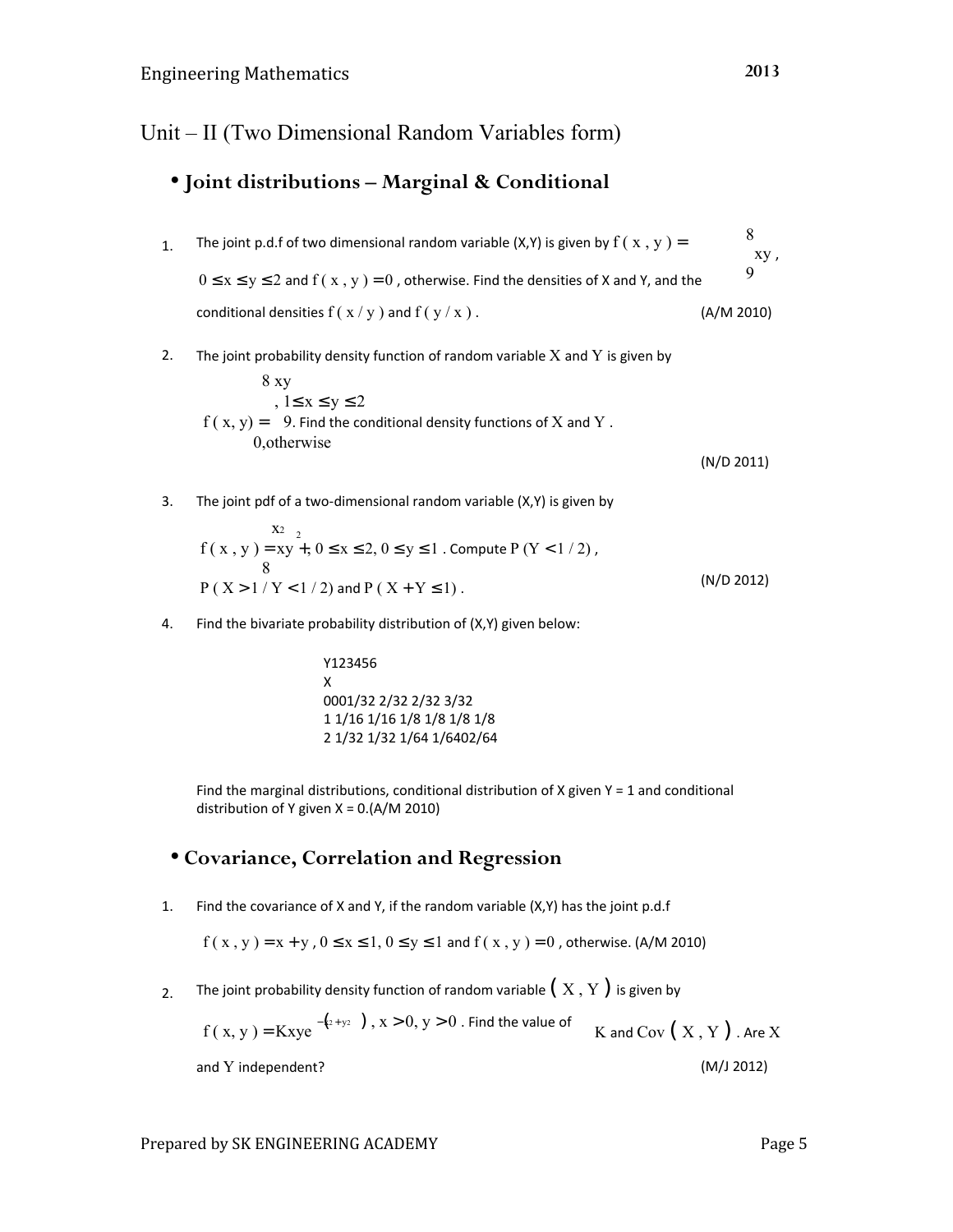## Unit – II (Two Dimensional Random Variables form)

### • Joint distributions – Marginal & Conditional

1. The joint p.d.f of two dimensional random variable (X,Y) is given by $f(x,y) = \frac{8}{9}xy$, $0 \le x \le y \le 2$ and $f(x,y) = 0$, otherwise. Find the densities of X and Y, and the conditional densities $f(x/y)$ and $f(y/x)$. (A/M 2010)

2. The joint probability density function of random variable $X$ and $Y$ is given by

$$f(x,y) = \begin{cases} \frac{8xy}{9}, & 1 \le x \le y \le 2 \\ 0, & \text{otherwise} \end{cases}$$

Find the conditional density functions of $X$ and $Y$. (N/D 2011)

3. The joint pdf of a two-dimensional random variable (X,Y) is given by

$$f(x,y) = xy^2 + \frac{x^2}{8},\ 0 \le x \le 2,\ 0 \le y \le 1$$

Compute $P(Y < 1/2)$, $P(X > 1 / Y < 1/2)$ and $P(X + Y \le 1)$. (N/D 2012)

4. Find the bivariate probability distribution of (X,Y) given below:

| X \ Y | 1 | 2 | 3 | 4 | 5 | 6 |
|---|---|---|---|---|---|---|
| 0 | 0 | 0 | 1/32 | 2/32 | 2/32 | 3/32 |
| 1 | 1/16 | 1/16 | 1/8 | 1/8 | 1/8 | 1/8 |
| 2 | 1/32 | 1/32 | 1/64 | 1/64 | 0 | 2/64 |

Find the marginal distributions, conditional distribution of X given Y = 1 and conditional distribution of Y given X = 0.(A/M 2010)

### • Covariance, Correlation and Regression

1. Find the covariance of X and Y, if the random variable (X,Y) has the joint p.d.f

$f(x,y) = x + y$, $0 \le x \le 1$, $0 \le y \le 1$ and $f(x,y) = 0$, otherwise. (A/M 2010)

2. The joint probability density function of random variable $(X,Y)$ is given by $f(x,y) = Kxye^{-(x^2+y^2)}$, $x > 0$, $y > 0$. Find the value of $K$ and $Cov(X,Y)$. Are $X$ and $Y$ independent? (M/J 2012)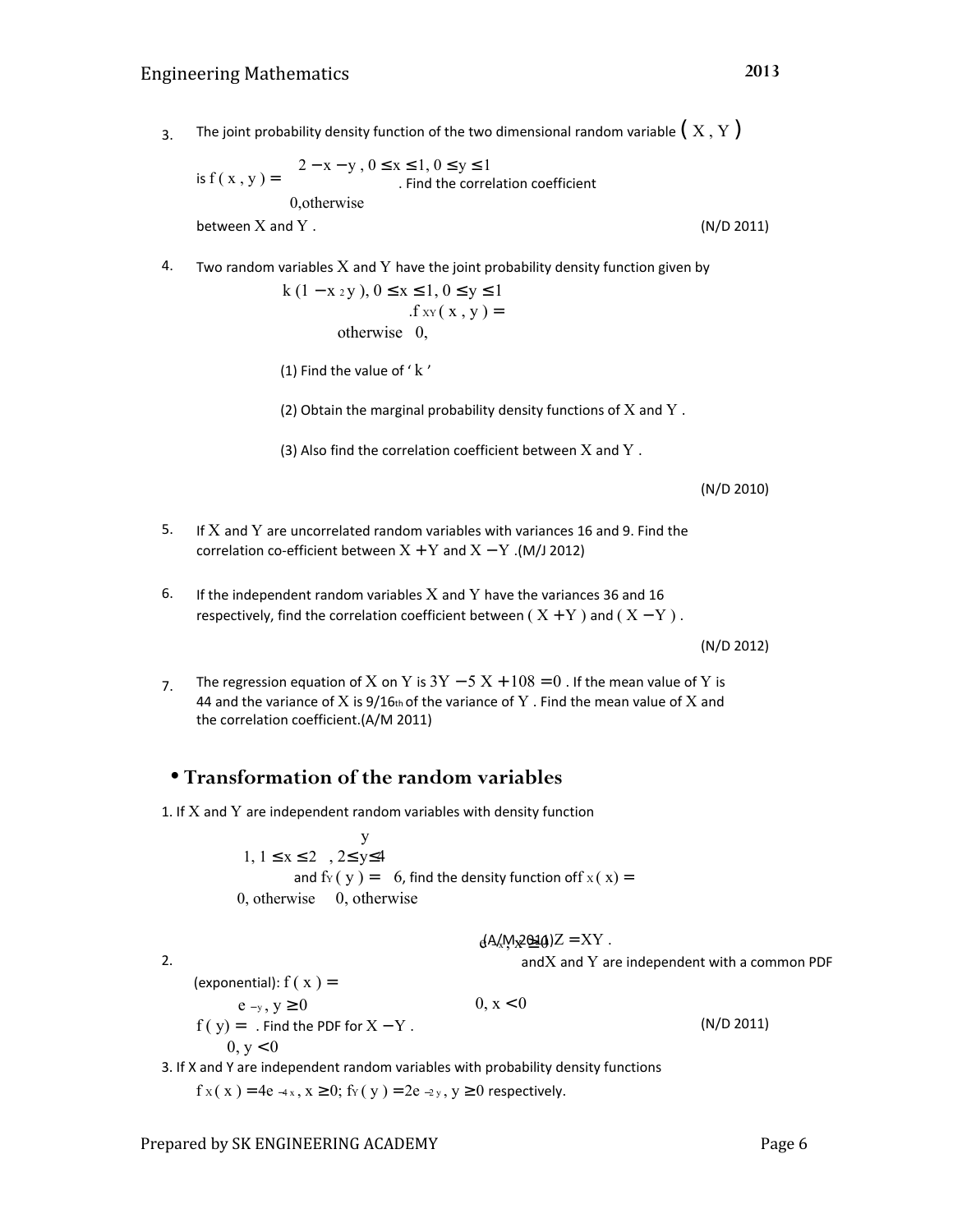3. The joint probability density function of the two dimensional random variable $(X, Y)$ is $f(x, y) = \begin{cases} 2 - x - y, & 0 \le x \le 1, 0 \le y \le 1 \\ 0, & \text{otherwise} \end{cases}$. Find the correlation coefficient between $X$ and $Y$. (N/D 2011)

4. Two random variables $X$ and $Y$ have the joint probability density function given by $f_{XY}(x, y) = \begin{cases} k(1 - x^2 y), & 0 \le x \le 1, 0 \le y \le 1 \\ 0, & \text{otherwise} \end{cases}$.

   (1) Find the value of '$k$'

   (2) Obtain the marginal probability density functions of $X$ and $Y$.

   (3) Also find the correlation coefficient between $X$ and $Y$.

   (N/D 2010)

5. If $X$ and $Y$ are uncorrelated random variables with variances 16 and 9. Find the correlation co-efficient between $X + Y$ and $X - Y$. (M/J 2012)

6. If the independent random variables $X$ and $Y$ have the variances 36 and 16 respectively, find the correlation coefficient between $(X + Y)$ and $(X - Y)$.

   (N/D 2012)

7. The regression equation of $X$ on $Y$ is $3Y - 5X + 108 = 0$. If the mean value of $Y$ is 44 and the variance of $X$ is 9/16th of the variance of $Y$. Find the mean value of $X$ and the correlation coefficient. (A/M 2011)

## • Transformation of the random variables

1. If $X$ and $Y$ are independent random variables with density function $f_X(x) = \begin{cases} 1, & 1 \le x \le 2 \\ 0, & \text{otherwise} \end{cases}$ and $f_Y(y) = \begin{cases} \frac{y}{6}, & 2 \le y \le 4 \\ 0, & \text{otherwise} \end{cases}$, find the density function of $Z = XY$. (A/M 2010)

2. If $X$ and $Y$ are independent with a common PDF (exponential): $f(x) = \begin{cases} e^{-x}, & x \ge 0 \\ 0, & x < 0 \end{cases}$ and $f(y) = \begin{cases} e^{-y}, & y \ge 0 \\ 0, & y < 0 \end{cases}$. Find the PDF for $X - Y$. (N/D 2011)

3. If X and Y are independent random variables with probability density functions $f_X(x) = 4e^{-4x}, x \ge 0$; $f_Y(y) = 2e^{-2y}, y \ge 0$ respectively.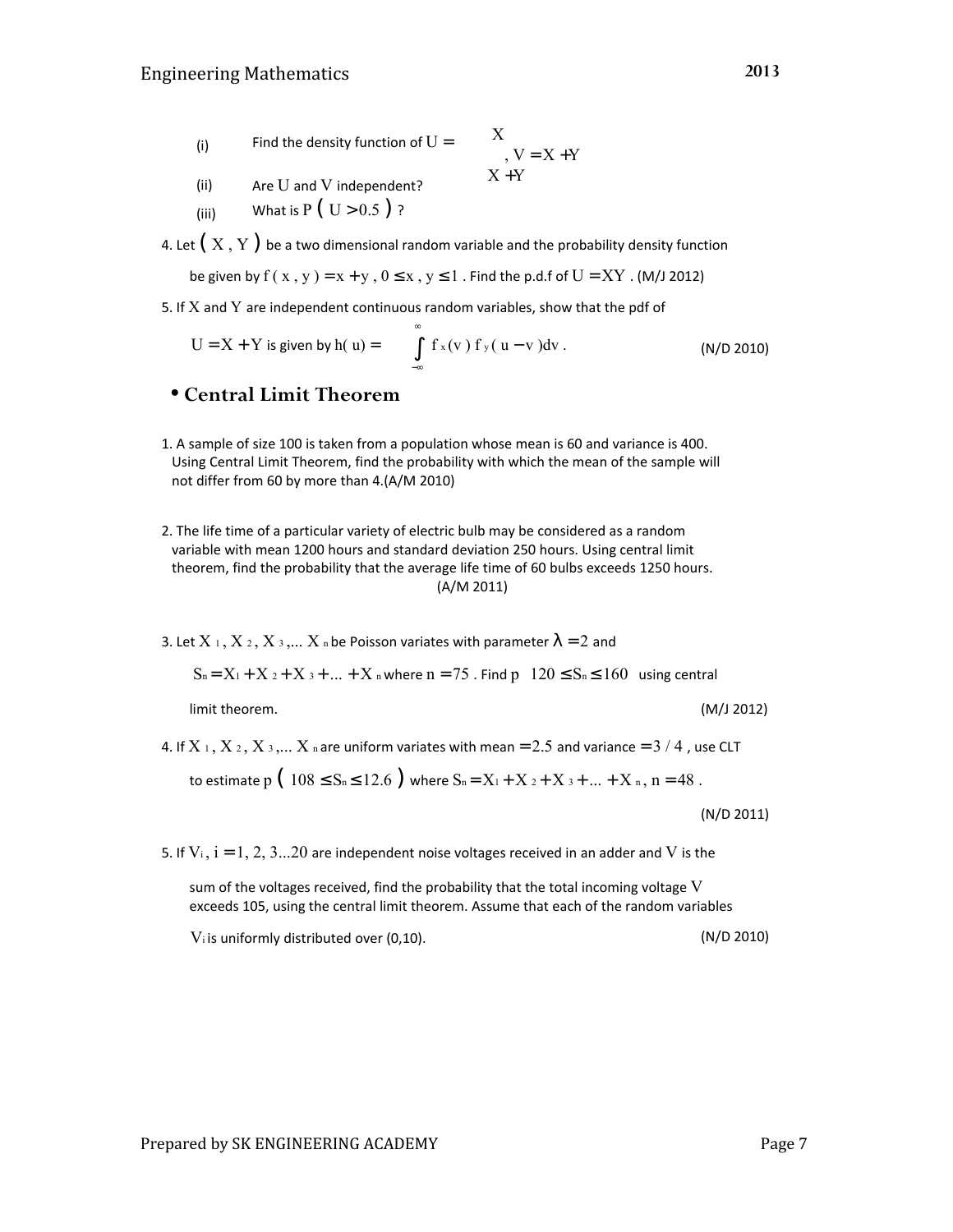(i) Find the density function of $U = \dfrac{X}{X+Y}$, $V = X+Y$

(ii) Are $U$ and $V$ independent?

(iii) What is $P(U > 0.5)$ ?

4. Let $(X, Y)$ be a two dimensional random variable and the probability density function be given by $f(x, y) = x + y,\ 0 \le x, y \le 1$. Find the p.d.f of $U = XY$. (M/J 2012)

5. If $X$ and $Y$ are independent continuous random variables, show that the pdf of $U = X + Y$ is given by $h(u) = \int_{-\infty}^{\infty} f_x(v) f_y(u - v) dv$. (N/D 2010)

## • Central Limit Theorem

1. A sample of size 100 is taken from a population whose mean is 60 and variance is 400. Using Central Limit Theorem, find the probability with which the mean of the sample will not differ from 60 by more than 4.(A/M 2010)

2. The life time of a particular variety of electric bulb may be considered as a random variable with mean 1200 hours and standard deviation 250 hours. Using central limit theorem, find the probability that the average life time of 60 bulbs exceeds 1250 hours. (A/M 2011)

3. Let $X_1, X_2, X_3, \ldots X_n$ be Poisson variates with parameter $\lambda = 2$ and $S_n = X_1 + X_2 + X_3 + \ldots + X_n$ where $n = 75$. Find $p\ \ 120 \le S_n \le 160$ using central limit theorem. (M/J 2012)

4. If $X_1, X_2, X_3, \ldots X_n$ are uniform variates with mean $= 2.5$ and variance $= 3/4$, use CLT to estimate $p\,(108 \le S_n \le 12.6)$ where $S_n = X_1 + X_2 + X_3 + \ldots + X_n$, $n = 48$. (N/D 2011)

5. If $V_i$, $i = 1, 2, 3 \ldots 20$ are independent noise voltages received in an adder and $V$ is the sum of the voltages received, find the probability that the total incoming voltage $V$ exceeds 105, using the central limit theorem. Assume that each of the random variables $V_i$ is uniformly distributed over (0,10). (N/D 2010)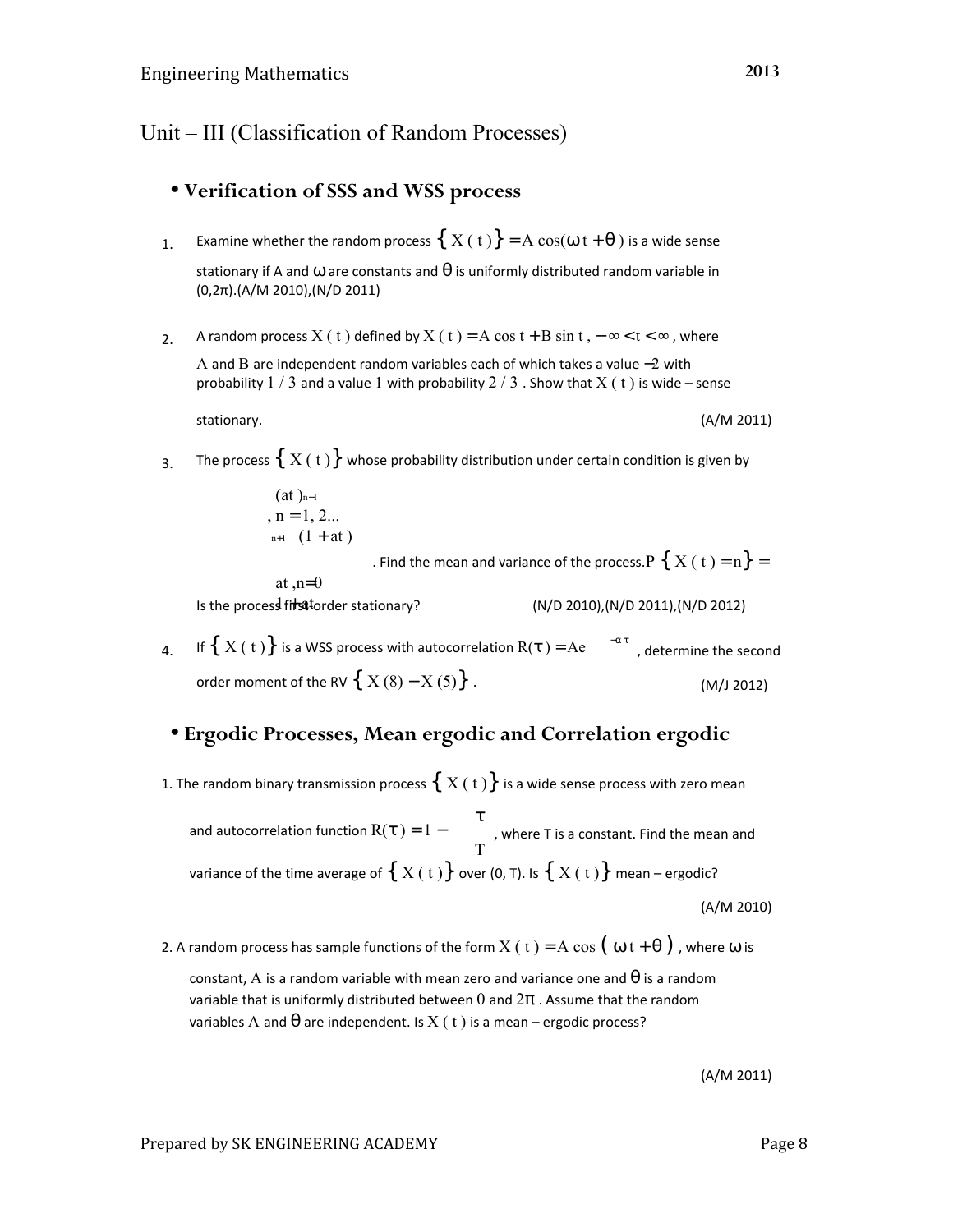# Unit – III (Classification of Random Processes)

## • Verification of SSS and WSS process

1. Examine whether the random process $\{X(t)\} = A\cos(\omega t + \theta)$ is a wide sense stationary if A and $\omega$ are constants and $\theta$ is uniformly distributed random variable in (0,2π).(A/M 2010),(N/D 2011)

2. A random process $X(t)$ defined by $X(t) = A\cos t + B\sin t$, $-\infty < t < \infty$, where $A$ and $B$ are independent random variables each of which takes a value $-2$ with probability $1/3$ and a value $1$ with probability $2/3$. Show that $X(t)$ is wide – sense stationary. (A/M 2011)

3. The process $\{X(t)\}$ whose probability distribution under certain condition is given by

$$P\{X(t) = n\} = \begin{cases} \dfrac{(at)^{n-1}}{(1+at)^{n+1}}, & n = 1, 2 \ldots \\ \dfrac{at}{1+at}, & n = 0 \end{cases}$$

. Find the mean and variance of the process. Is the process first-order stationary? (N/D 2010),(N/D 2011),(N/D 2012)

4. If $\{X(t)\}$ is a WSS process with autocorrelation $R(\tau) = Ae^{-\alpha|\tau|}$, determine the second order moment of the RV $\{X(8) - X(5)\}$. (M/J 2012)

## • Ergodic Processes, Mean ergodic and Correlation ergodic

1. The random binary transmission process $\{X(t)\}$ is a wide sense process with zero mean and autocorrelation function $R(\tau) = 1 - \dfrac{|\tau|}{T}$, where T is a constant. Find the mean and variance of the time average of $\{X(t)\}$ over (0, T). Is $\{X(t)\}$ mean – ergodic?

(A/M 2010)

2. A random process has sample functions of the form $X(t) = A\cos(\omega t + \theta)$, where $\omega$ is constant, $A$ is a random variable with mean zero and variance one and $\theta$ is a random variable that is uniformly distributed between $0$ and $2\pi$. Assume that the random variables $A$ and $\theta$ are independent. Is $X(t)$ is a mean – ergodic process?

(A/M 2011)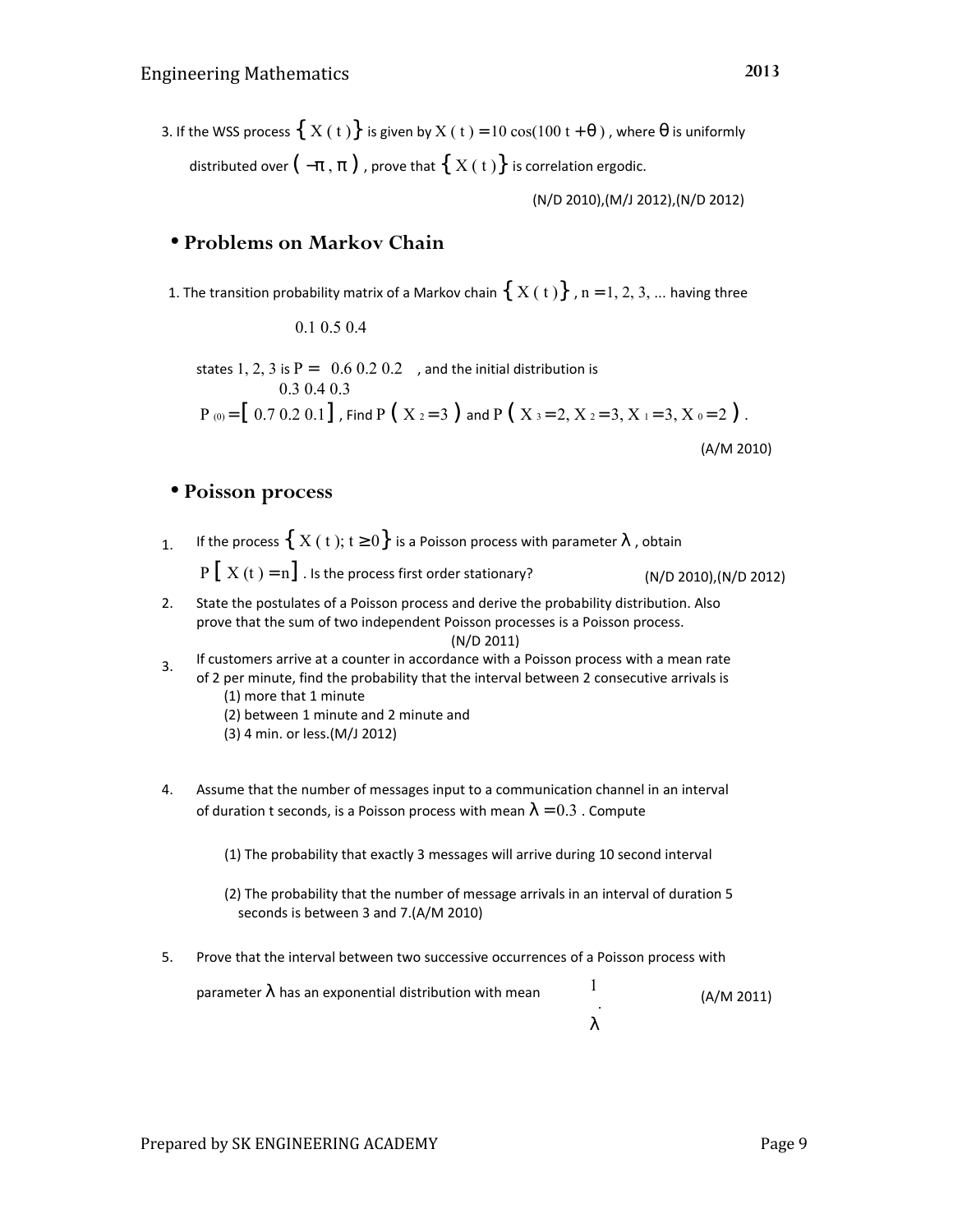3. If the WSS process $\{X(t)\}$ is given by $X(t) = 10\cos(100t + \theta)$, where $\theta$ is uniformly distributed over $(-\pi, \pi)$, prove that $\{X(t)\}$ is correlation ergodic.

(N/D 2010),(M/J 2012),(N/D 2012)

## • Problems on Markov Chain

1. The transition probability matrix of a Markov chain $\{X(t)\}$, $n = 1, 2, 3, \ldots$ having three states 1, 2, 3 is $P = \begin{pmatrix} 0.1 & 0.5 & 0.4 \\ 0.6 & 0.2 & 0.2 \\ 0.3 & 0.4 & 0.3 \end{pmatrix}$, and the initial distribution is $P^{(0)} = [\,0.7\ 0.2\ 0.1\,]$, Find $P(X_2 = 3)$ and $P(X_3 = 2, X_2 = 3, X_1 = 3, X_0 = 2)$.

(A/M 2010)

## • Poisson process

1. If the process $\{X(t); t \geq 0\}$ is a Poisson process with parameter $\lambda$, obtain $P[X(t) = n]$. Is the process first order stationary? (N/D 2010),(N/D 2012)
2. State the postulates of a Poisson process and derive the probability distribution. Also prove that the sum of two independent Poisson processes is a Poisson process. (N/D 2011)
3. If customers arrive at a counter in accordance with a Poisson process with a mean rate of 2 per minute, find the probability that the interval between 2 consecutive arrivals is
   (1) more that 1 minute
   (2) between 1 minute and 2 minute and
   (3) 4 min. or less.(M/J 2012)
4. Assume that the number of messages input to a communication channel in an interval of duration t seconds, is a Poisson process with mean $\lambda = 0.3$. Compute
   (1) The probability that exactly 3 messages will arrive during 10 second interval
   (2) The probability that the number of message arrivals in an interval of duration 5 seconds is between 3 and 7.(A/M 2010)
5. Prove that the interval between two successive occurrences of a Poisson process with parameter $\lambda$ has an exponential distribution with mean $\frac{1}{\lambda}$. (A/M 2011)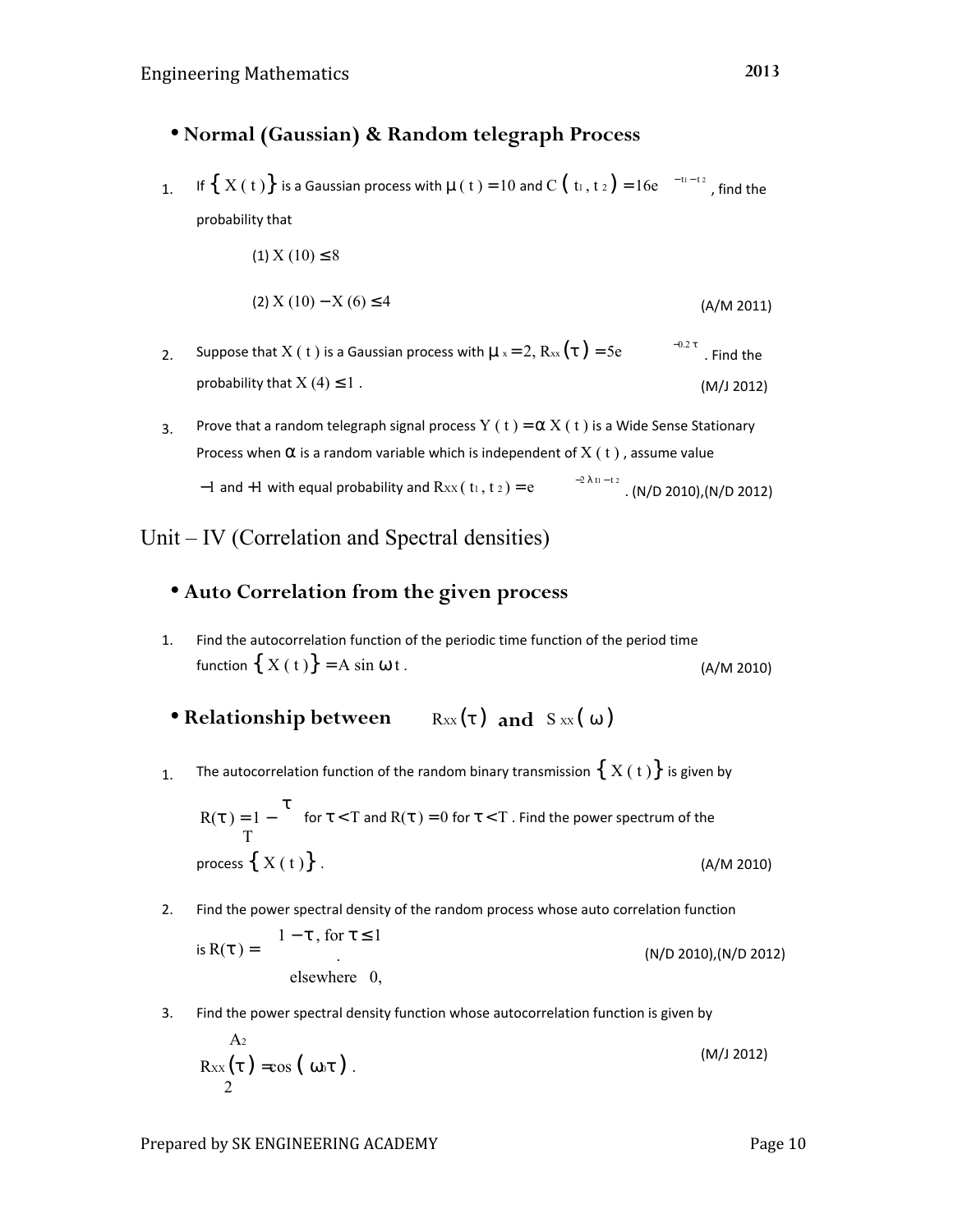- **Normal (Gaussian) & Random telegraph Process**

1. If $\{X(t)\}$ is a Gaussian process with $\mu(t) = 10$ and $C(t_1, t_2) = 16e^{-|t_1 - t_2|}$, find the probability that

   (1) $X(10) \le 8$

   (2) $X(10) - X(6) \le 4$ (A/M 2011)

2. Suppose that $X(t)$ is a Gaussian process with $\mu_x = 2$, $R_{xx}(\tau) = 5e^{-0.2|\tau|}$. Find the probability that $X(4) \le 1$. (M/J 2012)

3. Prove that a random telegraph signal process $Y(t) = \alpha X(t)$ is a Wide Sense Stationary Process when $\alpha$ is a random variable which is independent of $X(t)$, assume value $-1$ and $+1$ with equal probability and $R_{XX}(t_1, t_2) = e^{-2\lambda|t_1 - t_2|}$. (N/D 2010),(N/D 2012)

# Unit – IV (Correlation and Spectral densities)

- **Auto Correlation from the given process**

1. Find the autocorrelation function of the periodic time function of the period time function $\{X(t)\} = A \sin \omega t$. (A/M 2010)

- **Relationship between $R_{XX}(\tau)$ and $S_{XX}(\omega)$**

1. The autocorrelation function of the random binary transmission $\{X(t)\}$ is given by $R(\tau) = 1 - \frac{|\tau|}{T}$ for $|\tau| < T$ and $R(\tau) = 0$ for $|\tau| < T$. Find the power spectrum of the process $\{X(t)\}$. (A/M 2010)

2. Find the power spectral density of the random process whose auto correlation function is $R(\tau) = \begin{cases} 1 - |\tau|, & \text{for } |\tau| \le 1 \\ 0, & \text{elsewhere} \end{cases}$. (N/D 2010),(N/D 2012)

3. Find the power spectral density function whose autocorrelation function is given by $R_{XX}(\tau) = \frac{A^2}{2} \cos(\omega_0 \tau)$. (M/J 2012)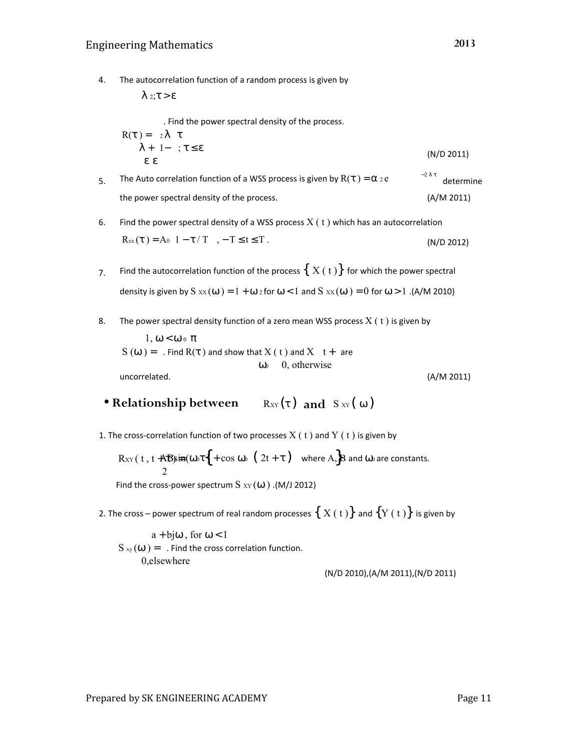4. The autocorrelation function of a random process is given by

$$R(\tau) = \begin{cases} \lambda^2; & |\tau| > \varepsilon \\ \lambda^2 + \dfrac{\lambda}{\varepsilon}\left(1 - \dfrac{|\tau|}{\varepsilon}\right); & |\tau| \le \varepsilon \end{cases}$$

. Find the power spectral density of the process. (N/D 2011)

5. The Auto correlation function of a WSS process is given by $R(\tau) = \alpha^2 e^{-2\lambda|\tau|}$ determine the power spectral density of the process. (A/M 2011)

6. Find the power spectral density of a WSS process $X(t)$ which has an autocorrelation $R_{xx}(\tau) = A_0\left[1 - |\tau|/T\right], -T \le t \le T$. (N/D 2012)

7. Find the autocorrelation function of the process $\{X(t)\}$ for which the power spectral density is given by $S_{XX}(\omega) = 1 + \omega^2$ for $|\omega| < 1$ and $S_{XX}(\omega) = 0$ for $|\omega| > 1$. (A/M 2010)

8. The power spectral density function of a zero mean WSS process $X(t)$ is given by $S(\omega) = \begin{cases} 1, & |\omega| < \omega_0 \\ 0, & \text{otherwise} \end{cases}$. Find $R(\tau)$ and show that $X(t)$ and $X\left(t + \dfrac{\pi}{\omega_0}\right)$ are uncorrelated. (A/M 2011)

- **Relationship between $R_{XY}(\tau)$ and $S_{XY}(\omega)$**

1. The cross-correlation function of two processes $X(t)$ and $Y(t)$ is given by

$$R_{XY}(t, t+\tau) = \frac{AB}{2}\{\sin(\omega_0\tau) + \cos\omega_0(2t+\tau)\}$$ where $A$, $B$ and $\omega_0$ are constants.

Find the cross-power spectrum $S_{XY}(\omega)$. (M/J 2012)

2. The cross – power spectrum of real random processes $\{X(t)\}$ and $\{Y(t)\}$ is given by

$$S_{xy}(\omega) = \begin{cases} a + bj\omega, & \text{for } |\omega| < 1 \\ 0, & \text{elsewhere} \end{cases}$$

. Find the cross correlation function.

(N/D 2010),(A/M 2011),(N/D 2011)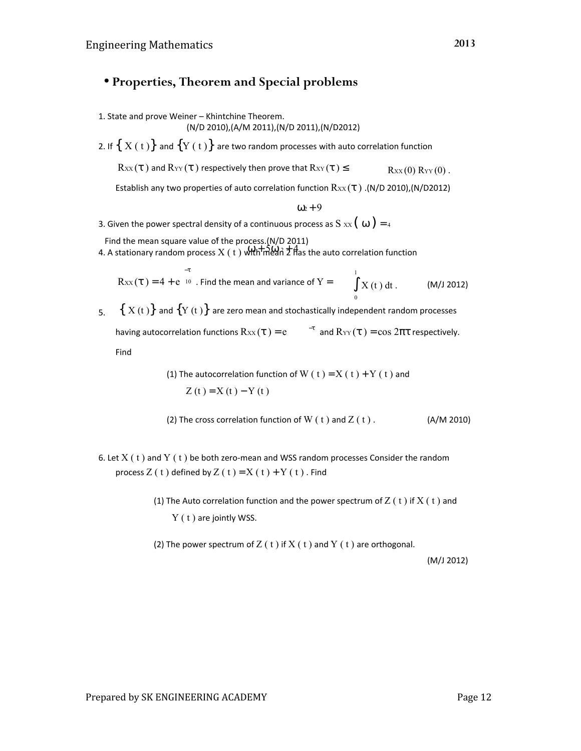## • Properties, Theorem and Special problems

1. State and prove Weiner – Khintchine Theorem.
(N/D 2010),(A/M 2011),(N/D 2011),(N/D2012)

2. If $\{X(t)\}$ and $\{Y(t)\}$ are two random processes with auto correlation function $R_{XX}(\tau)$ and $R_{YY}(\tau)$ respectively then prove that $R_{XY}(\tau) \leq \sqrt{R_{XX}(0)\,R_{YY}(0)}$.
Establish any two properties of auto correlation function $R_{XX}(\tau)$ .(N/D 2010),(N/D2012)

3. Given the power spectral density of a continuous process as $S_{XX}(\omega) = \dfrac{\omega^2 + 9}{\omega^4 + 5\omega^2 + 4}$
Find the mean square value of the process.(N/D 2011)

4. A stationary random process $X(t)$ with mean 2 has the auto correlation function $R_{XX}(\tau) = 4 + e^{-\frac{|\tau|}{10}}$ . Find the mean and variance of $Y = \int_0^1 X(t)\,dt$ . (M/J 2012)

5. $\{X(t)\}$ and $\{Y(t)\}$ are zero mean and stochastically independent random processes having autocorrelation functions $R_{XX}(\tau) = e^{-|\tau|}$ and $R_{YY}(\tau) = \cos 2\pi\tau$ respectively. Find

   (1) The autocorrelation function of $W(t) = X(t) + Y(t)$ and $Z(t) = X(t) - Y(t)$

   (2) The cross correlation function of $W(t)$ and $Z(t)$ . (A/M 2010)

6. Let $X(t)$ and $Y(t)$ be both zero-mean and WSS random processes Consider the random process $Z(t)$ defined by $Z(t) = X(t) + Y(t)$ . Find

   (1) The Auto correlation function and the power spectrum of $Z(t)$ if $X(t)$ and $Y(t)$ are jointly WSS.

   (2) The power spectrum of $Z(t)$ if $X(t)$ and $Y(t)$ are orthogonal.

(M/J 2012)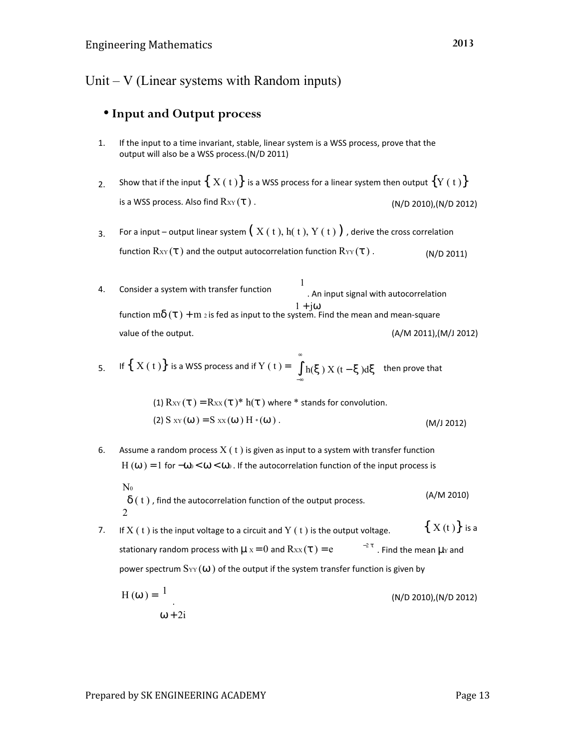## Unit – V (Linear systems with Random inputs)

### • Input and Output process

1. If the input to a time invariant, stable, linear system is a WSS process, prove that the output will also be a WSS process.(N/D 2011)

2. Show that if the input $\{X(t)\}$ is a WSS process for a linear system then output $\{Y(t)\}$ is a WSS process. Also find $R_{XY}(\tau)$. (N/D 2010),(N/D 2012)

3. For a input – output linear system $(X(t), h(t), Y(t))$, derive the cross correlation function $R_{XY}(\tau)$ and the output autocorrelation function $R_{YY}(\tau)$. (N/D 2011)

4. Consider a system with transfer function $\frac{1}{1+j\omega}$. An input signal with autocorrelation function $m\delta(\tau)+m^2$ is fed as input to the system. Find the mean and mean-square value of the output. (A/M 2011),(M/J 2012)

5. If $\{X(t)\}$ is a WSS process and if $Y(t)=\int_{-\infty}^{\infty} h(\xi)X(t-\xi)d\xi$ then prove that

   (1) $R_{XY}(\tau)=R_{XX}(\tau)*h(\tau)$ where * stands for convolution.

   (2) $S_{XY}(\omega)=S_{XX}(\omega)H^*(\omega)$. (M/J 2012)

6. Assume a random process $X(t)$ is given as input to a system with transfer function $H(\omega)=1$ for $-\omega_0<\omega<\omega_0$. If the autocorrelation function of the input process is $\frac{N_0}{2}\delta(t)$, find the autocorrelation function of the output process. (A/M 2010)

7. If $X(t)$ is the input voltage to a circuit and $Y(t)$ is the output voltage. $\{X(t)\}$ is a stationary random process with $\mu_X=0$ and $R_{XX}(\tau)=e^{-2|\tau|}$. Find the mean $\mu_Y$ and power spectrum $S_{YY}(\omega)$ of the output if the system transfer function is given by

   $H(\omega)=\frac{1}{\omega+2i}$. (N/D 2010),(N/D 2012)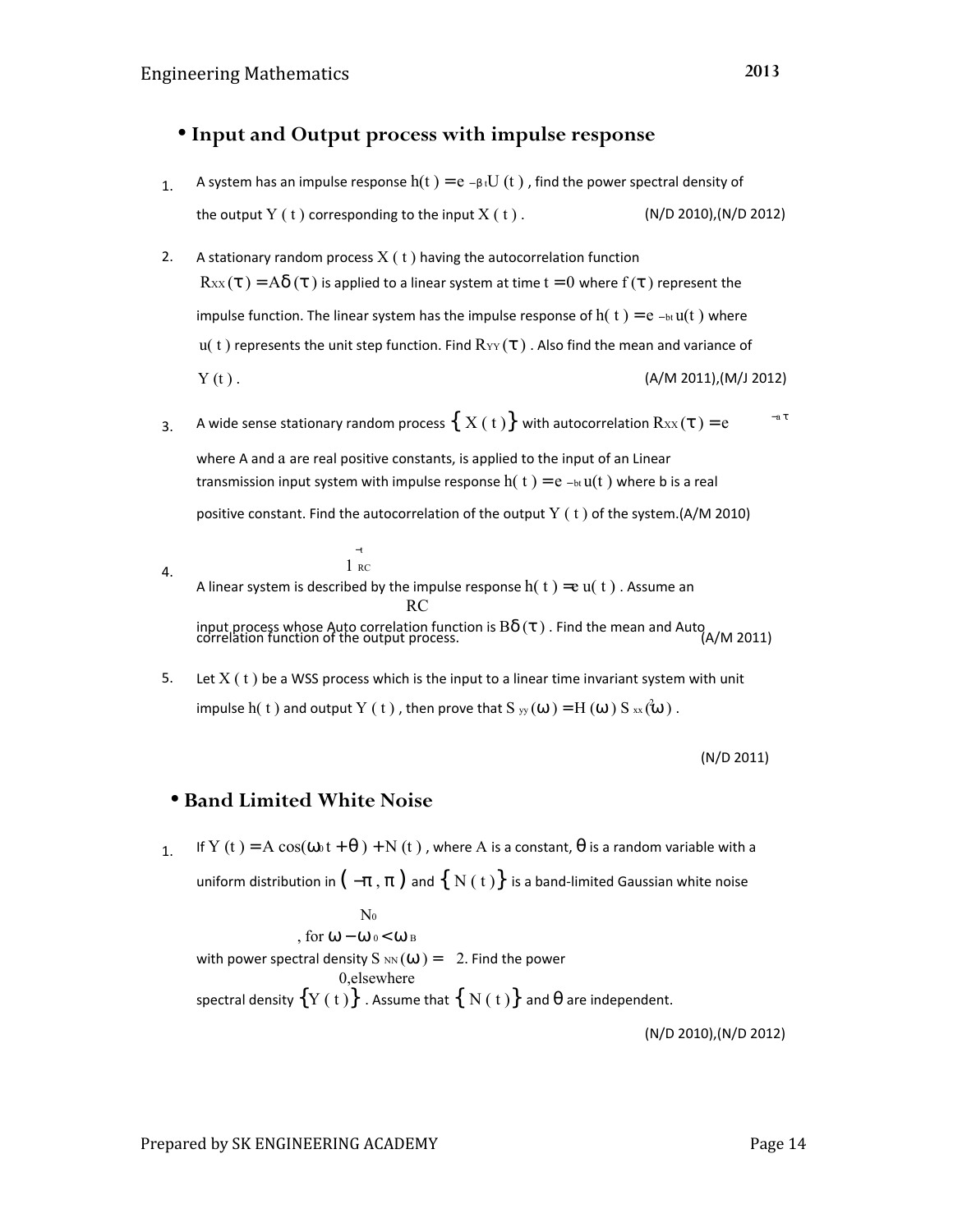- **Input and Output process with impulse response**

1. A system has an impulse response $h(t) = e^{-\beta t} U(t)$, find the power spectral density of the output $Y(t)$ corresponding to the input $X(t)$. (N/D 2010),(N/D 2012)

2. A stationary random process $X(t)$ having the autocorrelation function $R_{XX}(\tau) = A\delta(\tau)$ is applied to a linear system at time $t = 0$ where $f(\tau)$ represent the impulse function. The linear system has the impulse response of $h(t) = e^{-bt} u(t)$ where $u(t)$ represents the unit step function. Find $R_{YY}(\tau)$. Also find the mean and variance of $Y(t)$. (A/M 2011),(M/J 2012)

3. A wide sense stationary random process $\{X(t)\}$ with autocorrelation $R_{XX}(\tau) = e^{-a|\tau|}$ where A and $a$ are real positive constants, is applied to the input of an Linear transmission input system with impulse response $h(t) = e^{-bt} u(t)$ where b is a real positive constant. Find the autocorrelation of the output $Y(t)$ of the system.(A/M 2010)

4. A linear system is described by the impulse response $h(t) = \frac{1}{RC} e^{\frac{-t}{RC}} u(t)$. Assume an input process whose Auto correlation function is $B\delta(\tau)$. Find the mean and Auto correlation function of the output process. (A/M 2011)

5. Let $X(t)$ be a WSS process which is the input to a linear time invariant system with unit impulse $h(t)$ and output $Y(t)$, then prove that $S_{yy}(\omega) = |H(\omega)|^2 S_{xx}(\omega)$.

(N/D 2011)

- **Band Limited White Noise**

1. If $Y(t) = A\cos(\omega_0 t + \theta) + N(t)$, where A is a constant, $\theta$ is a random variable with a uniform distribution in $(-\pi, \pi)$ and $\{N(t)\}$ is a band-limited Gaussian white noise with power spectral density $S_{NN}(\omega) = \begin{cases} \frac{N_0}{2}, & \text{for } |\omega - \omega_0| < \omega_B \\ 0, & \text{elsewhere} \end{cases}$. Find the power spectral density $\{Y(t)\}$. Assume that $\{N(t)\}$ and $\theta$ are independent.

(N/D 2010),(N/D 2012)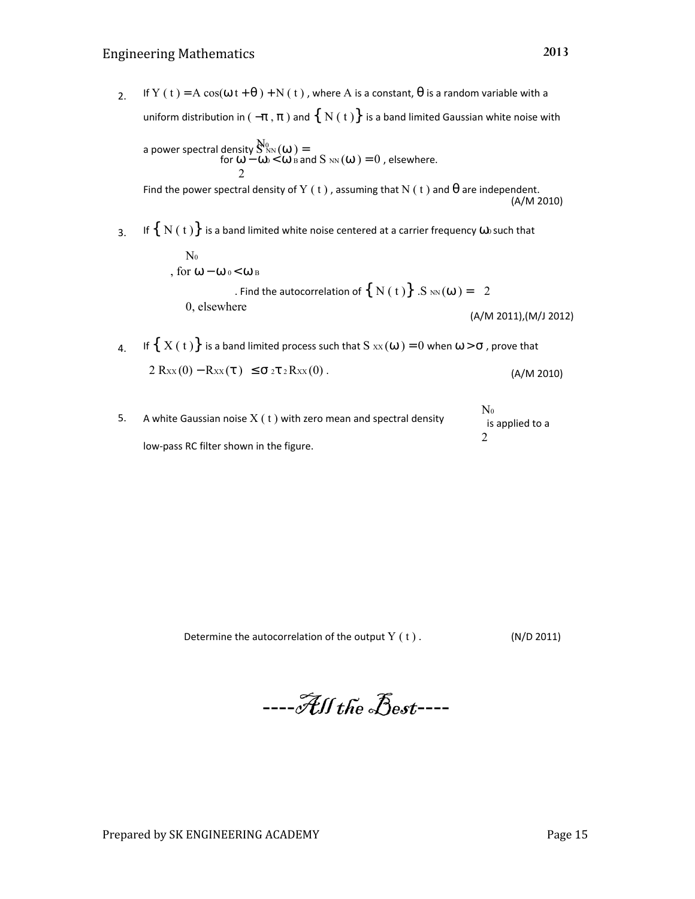2. If $Y(t) = A\cos(\omega t + \theta) + N(t)$, where $A$ is a constant, $\theta$ is a random variable with a uniform distribution in $(-\pi, \pi)$ and $\{N(t)\}$ is a band limited Gaussian white noise with a power spectral density $S_{NN}(\omega) = \frac{N_0}{2}$ for $|\omega - \omega_0| < \omega_B$ and $S_{NN}(\omega) = 0$, elsewhere.
Find the power spectral density of $Y(t)$, assuming that $N(t)$ and $\theta$ are independent.
(A/M 2010)

3. If $\{N(t)\}$ is a band limited white noise centered at a carrier frequency $\omega_0$ such that $S_{NN}(\omega) = \begin{cases} \frac{N_0}{2}, & \text{for } |\omega - \omega_0| < \omega_B \\ 0, & \text{elsewhere} \end{cases}$. Find the autocorrelation of $\{N(t)\}$.
(A/M 2011),(M/J 2012)

4. If $\{X(t)\}$ is a band limited process such that $S_{XX}(\omega) = 0$ when $|\omega| > \sigma$, prove that $2[R_{XX}(0) - R_{XX}(\tau)] \le \sigma^2 \tau^2 R_{XX}(0)$.
(A/M 2010)

5. A white Gaussian noise $X(t)$ with zero mean and spectral density $\frac{N_0}{2}$ is applied to a low-pass RC filter shown in the figure.

Determine the autocorrelation of the output $Y(t)$.
(N/D 2011)

----*All the Best*----